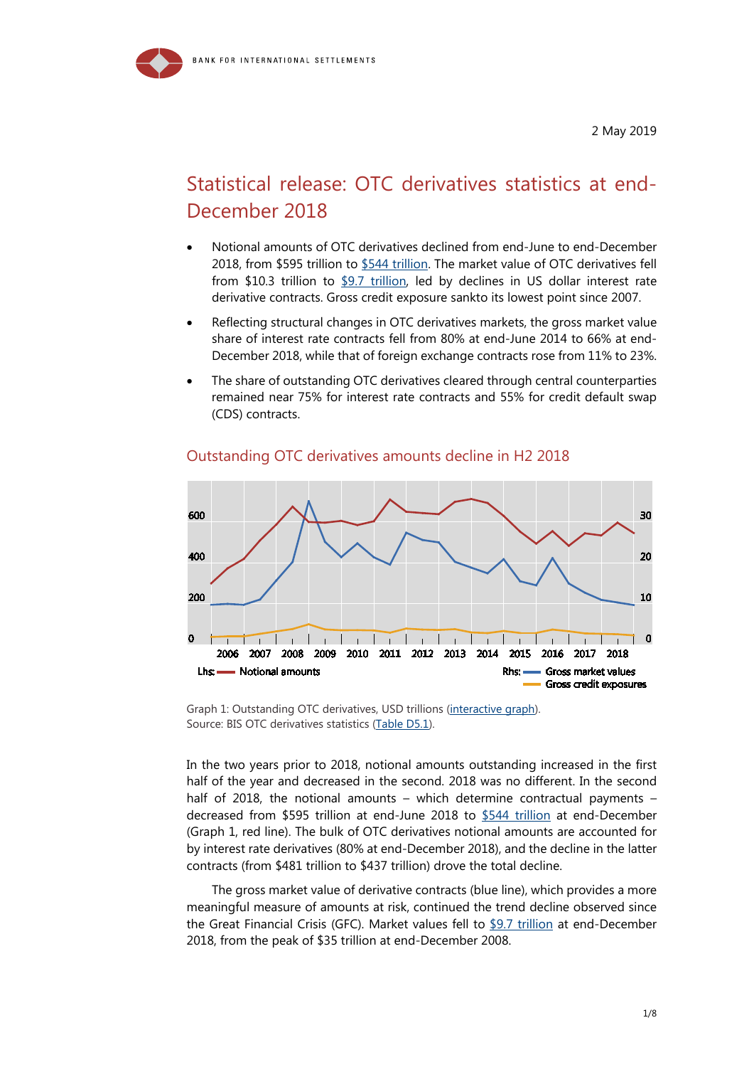BANK FOR INTERNATIONAL SETTLEMENTS

2 May 2019

# Statistical release: OTC derivatives statistics at end-December 2018

- Notional amounts of OTC derivatives declined from end-June to end-December 2018, from $595 trillion to [$544 trillion](). The market value of OTC derivatives fell from $10.3 trillion to [$9.7 trillion](), led by declines in US dollar interest rate derivative contracts. Gross credit exposure sankto its lowest point since 2007.
- Reflecting structural changes in OTC derivatives markets, the gross market value share of interest rate contracts fell from 80% at end-June 2014 to 66% at end-December 2018, while that of foreign exchange contracts rose from 11% to 23%.
- The share of outstanding OTC derivatives cleared through central counterparties remained near 75% for interest rate contracts and 55% for credit default swap (CDS) contracts.

## Outstanding OTC derivatives amounts decline in H2 2018

Graph 1: Outstanding OTC derivatives, USD trillions (interactive graph).
Source: BIS OTC derivatives statistics (Table D5.1).

In the two years prior to 2018, notional amounts outstanding increased in the first half of the year and decreased in the second. 2018 was no different. In the second half of 2018, the notional amounts – which determine contractual payments – decreased from $595 trillion at end-June 2018 to [$544 trillion]() at end-December (Graph 1, red line). The bulk of OTC derivatives notional amounts are accounted for by interest rate derivatives (80% at end-December 2018), and the decline in the latter contracts (from $481 trillion to $437 trillion) drove the total decline.

The gross market value of derivative contracts (blue line), which provides a more meaningful measure of amounts at risk, continued the trend decline observed since the Great Financial Crisis (GFC). Market values fell to [$9.7 trillion]() at end-December 2018, from the peak of $35 trillion at end-December 2008.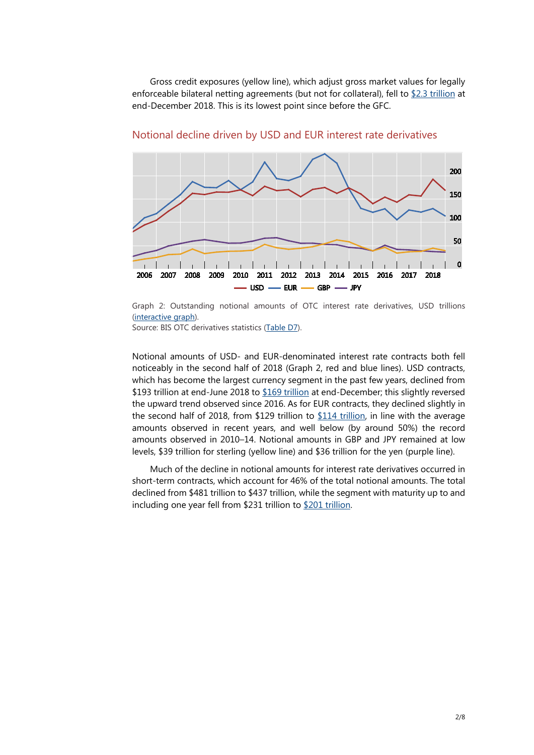Gross credit exposures (yellow line), which adjust gross market values for legally enforceable bilateral netting agreements (but not for collateral), fell to $2.3 trillion at end-December 2018. This is its lowest point since before the GFC.

## Notional decline driven by USD and EUR interest rate derivatives

Graph 2: Outstanding notional amounts of OTC interest rate derivatives, USD trillions (interactive graph).
Source: BIS OTC derivatives statistics (Table D7).

Notional amounts of USD- and EUR-denominated interest rate contracts both fell noticeably in the second half of 2018 (Graph 2, red and blue lines). USD contracts, which has become the largest currency segment in the past few years, declined from $193 trillion at end-June 2018 to $169 trillion at end-December; this slightly reversed the upward trend observed since 2016. As for EUR contracts, they declined slightly in the second half of 2018, from $129 trillion to $114 trillion, in line with the average amounts observed in recent years, and well below (by around 50%) the record amounts observed in 2010–14. Notional amounts in GBP and JPY remained at low levels, $39 trillion for sterling (yellow line) and $36 trillion for the yen (purple line).

Much of the decline in notional amounts for interest rate derivatives occurred in short-term contracts, which account for 46% of the total notional amounts. The total declined from $481 trillion to $437 trillion, while the segment with maturity up to and including one year fell from $231 trillion to $201 trillion.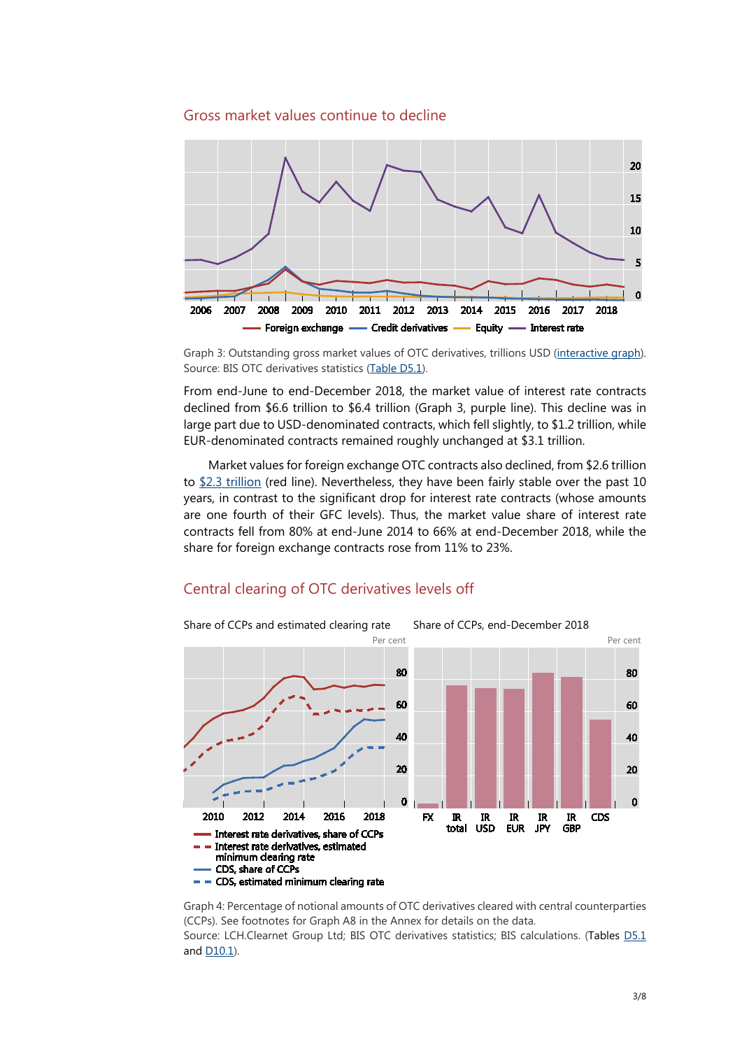## Gross market values continue to decline

Graph 3: Outstanding gross market values of OTC derivatives, trillions USD (interactive graph). Source: BIS OTC derivatives statistics (Table D5.1).

From end-June to end-December 2018, the market value of interest rate contracts declined from \$6.6 trillion to \$6.4 trillion (Graph 3, purple line). This decline was in large part due to USD-denominated contracts, which fell slightly, to \$1.2 trillion, while EUR-denominated contracts remained roughly unchanged at \$3.1 trillion.

Market values for foreign exchange OTC contracts also declined, from \$2.6 trillion to \$2.3 trillion (red line). Nevertheless, they have been fairly stable over the past 10 years, in contrast to the significant drop for interest rate contracts (whose amounts are one fourth of their GFC levels). Thus, the market value share of interest rate contracts fell from 80% at end-June 2014 to 66% at end-December 2018, while the share for foreign exchange contracts rose from 11% to 23%.

## Central clearing of OTC derivatives levels off

Graph 4: Percentage of notional amounts of OTC derivatives cleared with central counterparties (CCPs). See footnotes for Graph A8 in the Annex for details on the data.
Source: LCH.Clearnet Group Ltd; BIS OTC derivatives statistics; BIS calculations. (Tables D5.1 and D10.1).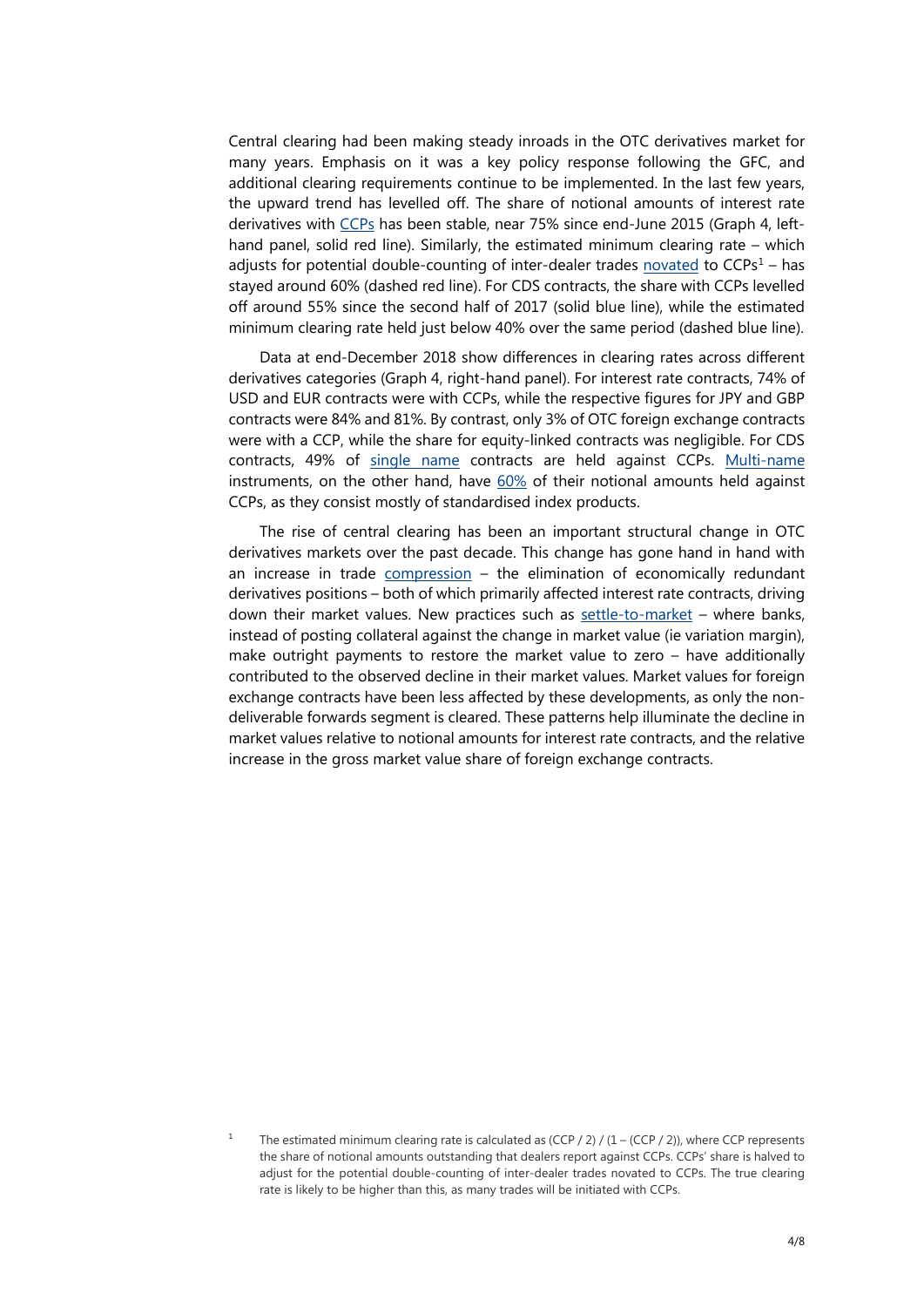Central clearing had been making steady inroads in the OTC derivatives market for many years. Emphasis on it was a key policy response following the GFC, and additional clearing requirements continue to be implemented. In the last few years, the upward trend has levelled off. The share of notional amounts of interest rate derivatives with CCPs has been stable, near 75% since end-June 2015 (Graph 4, left-hand panel, solid red line). Similarly, the estimated minimum clearing rate – which adjusts for potential double-counting of inter-dealer trades novated to CCPs[1] – has stayed around 60% (dashed red line). For CDS contracts, the share with CCPs levelled off around 55% since the second half of 2017 (solid blue line), while the estimated minimum clearing rate held just below 40% over the same period (dashed blue line).

Data at end-December 2018 show differences in clearing rates across different derivatives categories (Graph 4, right-hand panel). For interest rate contracts, 74% of USD and EUR contracts were with CCPs, while the respective figures for JPY and GBP contracts were 84% and 81%. By contrast, only 3% of OTC foreign exchange contracts were with a CCP, while the share for equity-linked contracts was negligible. For CDS contracts, 49% of single name contracts are held against CCPs. Multi-name instruments, on the other hand, have 60% of their notional amounts held against CCPs, as they consist mostly of standardised index products.

The rise of central clearing has been an important structural change in OTC derivatives markets over the past decade. This change has gone hand in hand with an increase in trade compression – the elimination of economically redundant derivatives positions – both of which primarily affected interest rate contracts, driving down their market values. New practices such as settle-to-market – where banks, instead of posting collateral against the change in market value (ie variation margin), make outright payments to restore the market value to zero – have additionally contributed to the observed decline in their market values. Market values for foreign exchange contracts have been less affected by these developments, as only the non-deliverable forwards segment is cleared. These patterns help illuminate the decline in market values relative to notional amounts for interest rate contracts, and the relative increase in the gross market value share of foreign exchange contracts.

[1] The estimated minimum clearing rate is calculated as (CCP / 2) / (1 – (CCP / 2)), where CCP represents the share of notional amounts outstanding that dealers report against CCPs. CCPs' share is halved to adjust for the potential double-counting of inter-dealer trades novated to CCPs. The true clearing rate is likely to be higher than this, as many trades will be initiated with CCPs.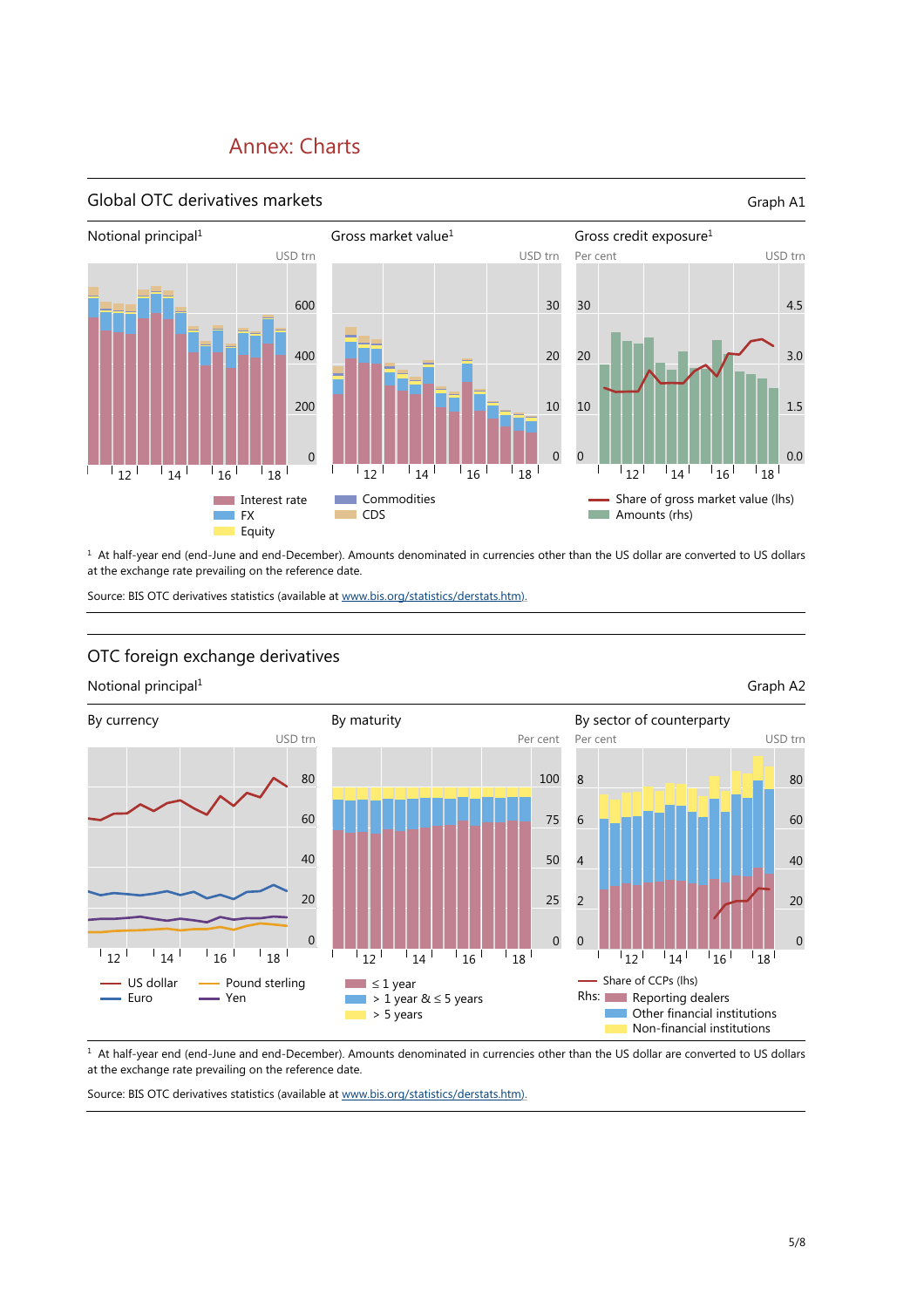# Annex: Charts

## Global OTC derivatives markets

Graph A1

Notional principal[1] — USD trn

Gross market value[1] — USD trn

Gross credit exposure[1] — Per cent / USD trn

Interest rate | FX | Equity | Commodities | CDS

Share of gross market value (lhs) | Amounts (rhs)

[1] At half-year end (end-June and end-December). Amounts denominated in currencies other than the US dollar are converted to US dollars at the exchange rate prevailing on the reference date.

Source: BIS OTC derivatives statistics (available at www.bis.org/statistics/derstats.htm).

## OTC foreign exchange derivatives

Notional principal[1]

Graph A2

By currency — USD trn

By maturity — Per cent

By sector of counterparty — Per cent / USD trn

US dollar | Euro | Pound sterling | Yen

≤ 1 year | > 1 year & ≤ 5 years | > 5 years

Share of CCPs (lhs)

Rhs: Reporting dealers | Other financial institutions | Non-financial institutions

[1] At half-year end (end-June and end-December). Amounts denominated in currencies other than the US dollar are converted to US dollars at the exchange rate prevailing on the reference date.

Source: BIS OTC derivatives statistics (available at www.bis.org/statistics/derstats.htm).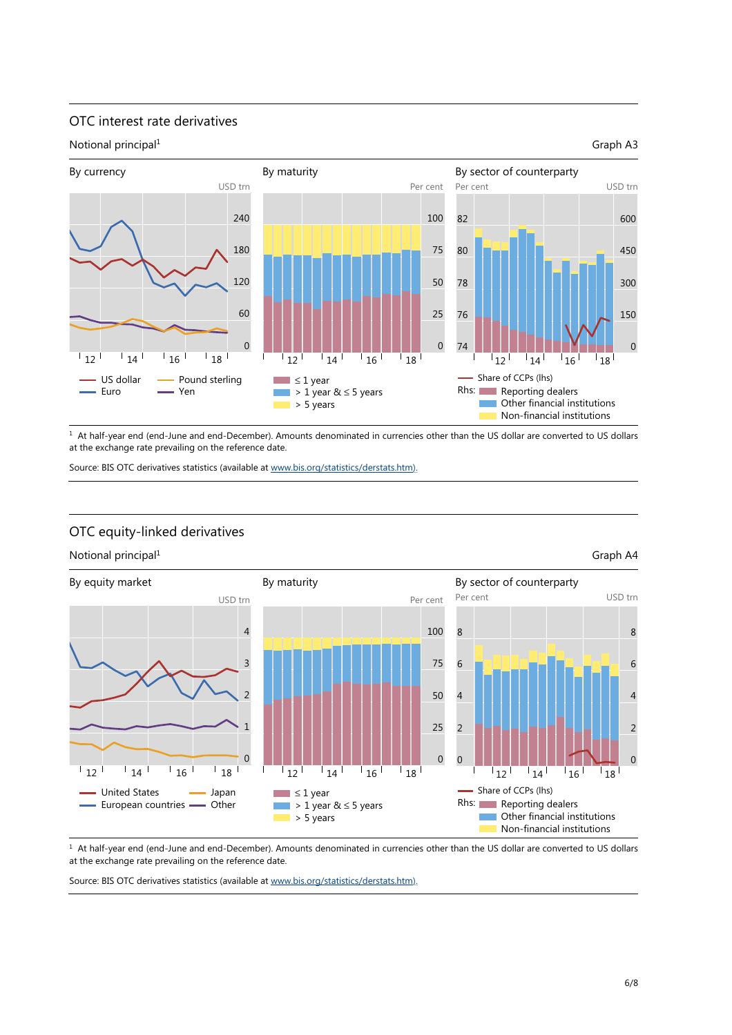## OTC interest rate derivatives

Notional principal[1]

Graph A3

By currency

By maturity

By sector of counterparty

[1] At half-year end (end-June and end-December). Amounts denominated in currencies other than the US dollar are converted to US dollars at the exchange rate prevailing on the reference date.

Source: BIS OTC derivatives statistics (available at www.bis.org/statistics/derstats.htm).

## OTC equity-linked derivatives

Notional principal[1]

Graph A4

By equity market

By maturity

By sector of counterparty

[1] At half-year end (end-June and end-December). Amounts denominated in currencies other than the US dollar are converted to US dollars at the exchange rate prevailing on the reference date.

Source: BIS OTC derivatives statistics (available at www.bis.org/statistics/derstats.htm).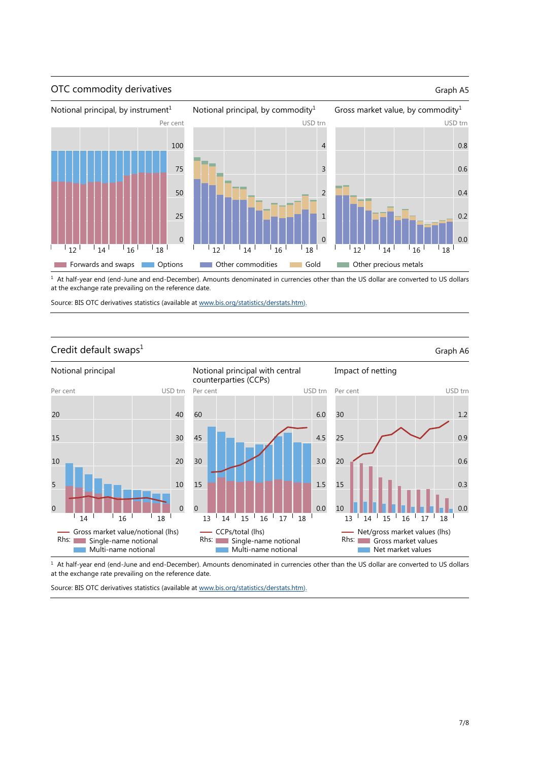## OTC commodity derivatives

Graph A5

Notional principal, by instrument[1] | Notional principal, by commodity[1] | Gross market value, by commodity[1]

Forwards and swaps | Options | Other commodities | Gold | Other precious metals

[1] At half-year end (end-June and end-December). Amounts denominated in currencies other than the US dollar are converted to US dollars at the exchange rate prevailing on the reference date.

Source: BIS OTC derivatives statistics (available at www.bis.org/statistics/derstats.htm).

## Credit default swaps[1]

Graph A6

Notional principal | Notional principal with central counterparties (CCPs) | Impact of netting

Notional principal: Gross market value/notional (lhs); Rhs: Single-name notional, Multi-name notional

Notional principal with central counterparties (CCPs): CCPs/total (lhs); Rhs: Single-name notional, Multi-name notional

Impact of netting: Net/gross market values (lhs); Rhs: Gross market values, Net market values

[1] At half-year end (end-June and end-December). Amounts denominated in currencies other than the US dollar are converted to US dollars at the exchange rate prevailing on the reference date.

Source: BIS OTC derivatives statistics (available at www.bis.org/statistics/derstats.htm).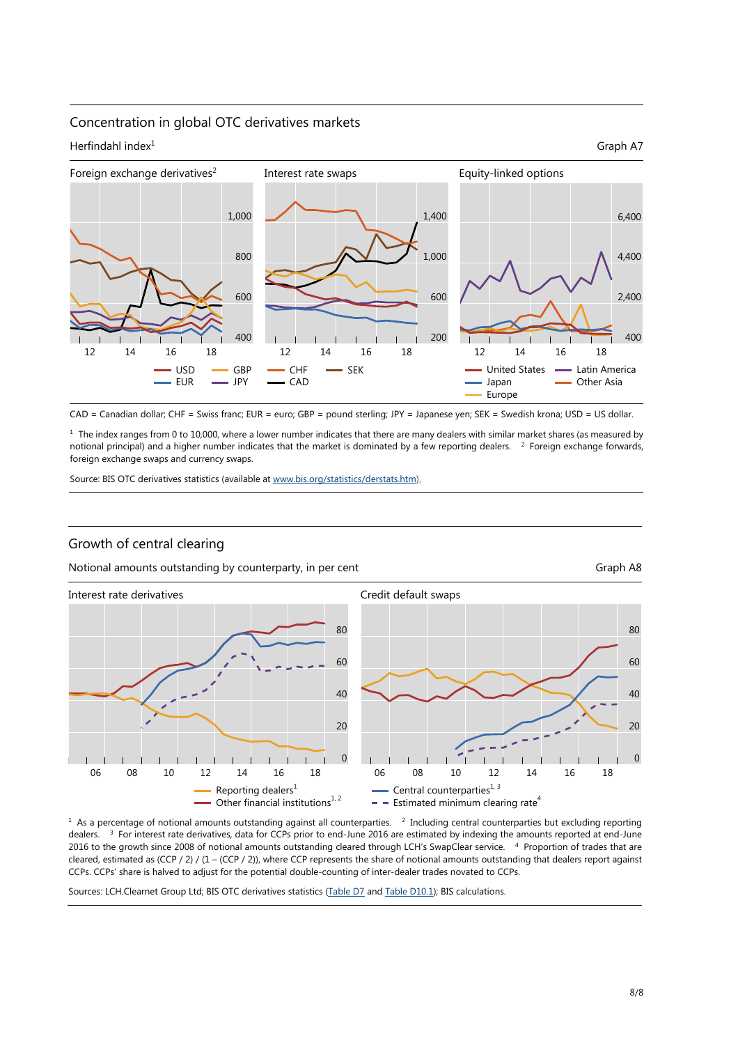## Concentration in global OTC derivatives markets

Herfindahl index[1]

Graph A7

Foreign exchange derivatives[2]

1,000
800
600
400
12 14 16 18

USD GBP
EUR JPY

Interest rate swaps

1,400
1,000
600
200
12 14 16 18

CHF SEK
CAD

Equity-linked options

6,400
4,400
2,400
400
12 14 16 18

United States Latin America
Japan Other Asia
Europe

CAD = Canadian dollar; CHF = Swiss franc; EUR = euro; GBP = pound sterling; JPY = Japanese yen; SEK = Swedish krona; USD = US dollar.

[1] The index ranges from 0 to 10,000, where a lower number indicates that there are many dealers with similar market shares (as measured by notional principal) and a higher number indicates that the market is dominated by a few reporting dealers. [2] Foreign exchange forwards, foreign exchange swaps and currency swaps.

Source: BIS OTC derivatives statistics (available at www.bis.org/statistics/derstats.htm).

## Growth of central clearing

Notional amounts outstanding by counterparty, in per cent

Graph A8

Interest rate derivatives

80
60
40
20
0
06 08 10 12 14 16 18

Reporting dealers[1]
Other financial institutions[1, 2]

Credit default swaps

80
60
40
20
0
06 08 10 12 14 16 18

Central counterparties[1, 3]
Estimated minimum clearing rate[4]

[1] As a percentage of notional amounts outstanding against all counterparties. [2] Including central counterparties but excluding reporting dealers. [3] For interest rate derivatives, data for CCPs prior to end-June 2016 are estimated by indexing the amounts reported at end-June 2016 to the growth since 2008 of notional amounts outstanding cleared through LCH's SwapClear service. [4] Proportion of trades that are cleared, estimated as (CCP / 2) / (1 – (CCP / 2)), where CCP represents the share of notional amounts outstanding that dealers report against CCPs. CCPs' share is halved to adjust for the potential double-counting of inter-dealer trades novated to CCPs.

Sources: LCH.Clearnet Group Ltd; BIS OTC derivatives statistics (Table D7 and Table D10.1); BIS calculations.